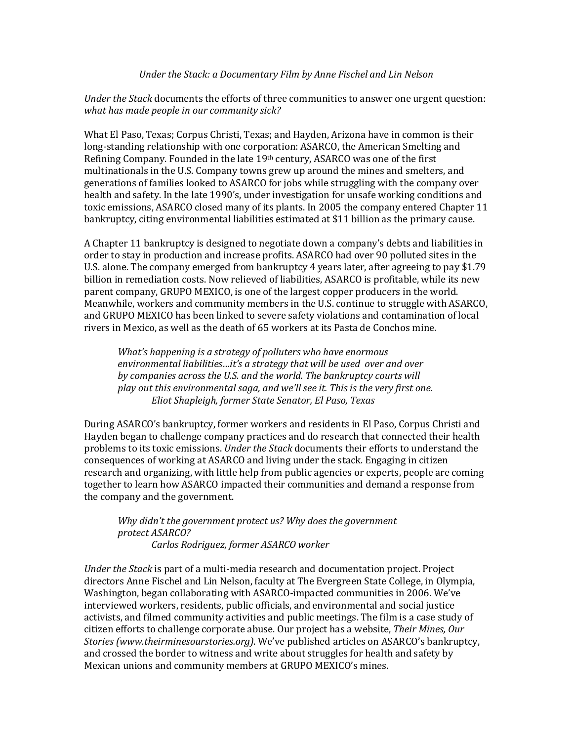*Under the Stack: a Documentary Film by Anne Fischel and Lin Nelson*

*Under the Stack* documents the efforts of three communities to answer one urgent question: *what has made people in our community sick?*

What El Paso, Texas; Corpus Christi, Texas; and Hayden, Arizona have in common is their long-standing relationship with one corporation: ASARCO, the American Smelting and Refining Company. Founded in the late 19th century, ASARCO was one of the first multinationals in the U.S. Company towns grew up around the mines and smelters, and generations of families looked to ASARCO for jobs while struggling with the company over health and safety. In the late 1990's, under investigation for unsafe working conditions and toxic emissions, ASARCO closed many of its plants. In 2005 the company entered Chapter 11 bankruptcy, citing environmental liabilities estimated at $11 billion as the primary cause.

A Chapter 11 bankruptcy is designed to negotiate down a company's debts and liabilities in order to stay in production and increase profits. ASARCO had over 90 polluted sites in the U.S. alone. The company emerged from bankruptcy 4 years later, after agreeing to pay $1.79 billion in remediation costs. Now relieved of liabilities, ASARCO is profitable, while its new parent company, GRUPO MEXICO, is one of the largest copper producers in the world. Meanwhile, workers and community members in the U.S. continue to struggle with ASARCO, and GRUPO MEXICO has been linked to severe safety violations and contamination of local rivers in Mexico, as well as the death of 65 workers at its Pasta de Conchos mine.

> *What's happening is a strategy of polluters who have enormous environmental liabilities…it's a strategy that will be used over and over by companies across the U.S. and the world. The bankruptcy courts will play out this environmental saga, and we'll see it. This is the very first one.*
> *Eliot Shapleigh, former State Senator, El Paso, Texas*

During ASARCO's bankruptcy, former workers and residents in El Paso, Corpus Christi and Hayden began to challenge company practices and do research that connected their health problems to its toxic emissions. *Under the Stack* documents their efforts to understand the consequences of working at ASARCO and living under the stack. Engaging in citizen research and organizing, with little help from public agencies or experts, people are coming together to learn how ASARCO impacted their communities and demand a response from the company and the government.

> *Why didn't the government protect us? Why does the government protect ASARCO?*
> *Carlos Rodriguez, former ASARCO worker*

*Under the Stack* is part of a multi-media research and documentation project. Project directors Anne Fischel and Lin Nelson, faculty at The Evergreen State College, in Olympia, Washington, began collaborating with ASARCO-impacted communities in 2006. We've interviewed workers, residents, public officials, and environmental and social justice activists, and filmed community activities and public meetings. The film is a case study of citizen efforts to challenge corporate abuse. Our project has a website, *Their Mines, Our Stories (www.theirminesourstories.org)*. We've published articles on ASARCO's bankruptcy, and crossed the border to witness and write about struggles for health and safety by Mexican unions and community members at GRUPO MEXICO's mines.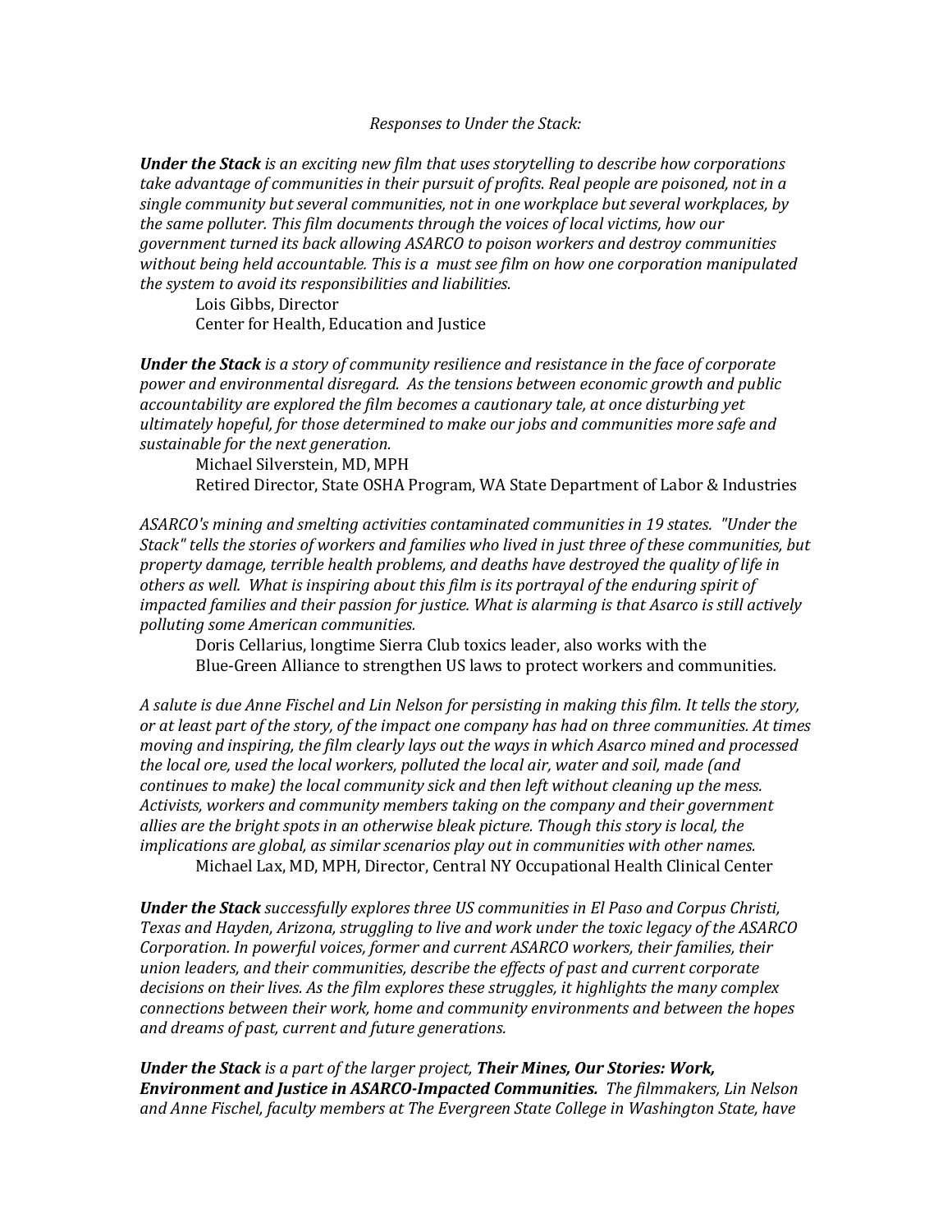*Responses to Under the Stack:*

***Under the Stack** is an exciting new film that uses storytelling to describe how corporations take advantage of communities in their pursuit of profits. Real people are poisoned, not in a single community but several communities, not in one workplace but several workplaces, by the same polluter. This film documents through the voices of local victims, how our government turned its back allowing ASARCO to poison workers and destroy communities without being held accountable. This is a must see film on how one corporation manipulated the system to avoid its responsibilities and liabilities.*

Lois Gibbs, Director
Center for Health, Education and Justice

***Under the Stack** is a story of community resilience and resistance in the face of corporate power and environmental disregard. As the tensions between economic growth and public accountability are explored the film becomes a cautionary tale, at once disturbing yet ultimately hopeful, for those determined to make our jobs and communities more safe and sustainable for the next generation.*

Michael Silverstein, MD, MPH
Retired Director, State OSHA Program, WA State Department of Labor & Industries

*ASARCO's mining and smelting activities contaminated communities in 19 states. "Under the Stack" tells the stories of workers and families who lived in just three of these communities, but property damage, terrible health problems, and deaths have destroyed the quality of life in others as well. What is inspiring about this film is its portrayal of the enduring spirit of impacted families and their passion for justice. What is alarming is that Asarco is still actively polluting some American communities.*

Doris Cellarius, longtime Sierra Club toxics leader, also works with the Blue-Green Alliance to strengthen US laws to protect workers and communities.

*A salute is due Anne Fischel and Lin Nelson for persisting in making this film. It tells the story, or at least part of the story, of the impact one company has had on three communities. At times moving and inspiring, the film clearly lays out the ways in which Asarco mined and processed the local ore, used the local workers, polluted the local air, water and soil, made (and continues to make) the local community sick and then left without cleaning up the mess. Activists, workers and community members taking on the company and their government allies are the bright spots in an otherwise bleak picture. Though this story is local, the implications are global, as similar scenarios play out in communities with other names.*

Michael Lax, MD, MPH, Director, Central NY Occupational Health Clinical Center

***Under the Stack** successfully explores three US communities in El Paso and Corpus Christi, Texas and Hayden, Arizona, struggling to live and work under the toxic legacy of the ASARCO Corporation. In powerful voices, former and current ASARCO workers, their families, their union leaders, and their communities, describe the effects of past and current corporate decisions on their lives. As the film explores these struggles, it highlights the many complex connections between their work, home and community environments and between the hopes and dreams of past, current and future generations.*

***Under the Stack** is a part of the larger project, **Their Mines, Our Stories: Work, Environment and Justice in ASARCO-Impacted Communities.** The filmmakers, Lin Nelson and Anne Fischel, faculty members at The Evergreen State College in Washington State, have*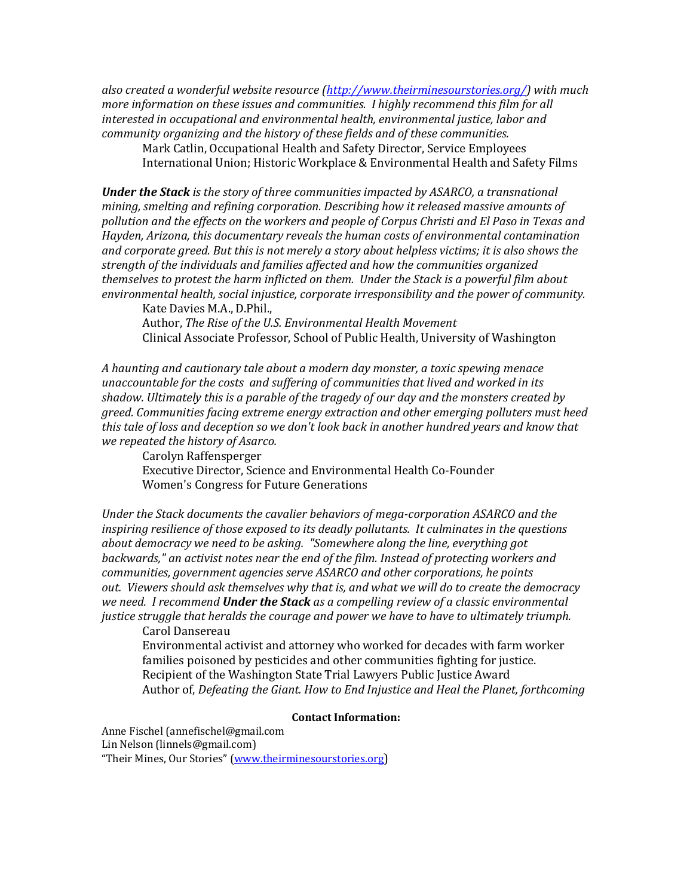*also created a wonderful website resource (http://www.theirminesourstories.org/) with much more information on these issues and communities. I highly recommend this film for all interested in occupational and environmental health, environmental justice, labor and community organizing and the history of these fields and of these communities.*

Mark Catlin, Occupational Health and Safety Director, Service Employees International Union; Historic Workplace & Environmental Health and Safety Films

***Under the Stack*** *is the story of three communities impacted by ASARCO, a transnational mining, smelting and refining corporation. Describing how it released massive amounts of pollution and the effects on the workers and people of Corpus Christi and El Paso in Texas and Hayden, Arizona, this documentary reveals the human costs of environmental contamination and corporate greed. But this is not merely a story about helpless victims; it is also shows the strength of the individuals and families affected and how the communities organized themselves to protest the harm inflicted on them. Under the Stack is a powerful film about environmental health, social injustice, corporate irresponsibility and the power of community.*

Kate Davies M.A., D.Phil.,
Author, *The Rise of the U.S. Environmental Health Movement*
Clinical Associate Professor, School of Public Health, University of Washington

*A haunting and cautionary tale about a modern day monster, a toxic spewing menace unaccountable for the costs and suffering of communities that lived and worked in its shadow. Ultimately this is a parable of the tragedy of our day and the monsters created by greed. Communities facing extreme energy extraction and other emerging polluters must heed this tale of loss and deception so we don't look back in another hundred years and know that we repeated the history of Asarco.*

Carolyn Raffensperger
Executive Director, Science and Environmental Health Co-Founder
Women's Congress for Future Generations

*Under the Stack documents the cavalier behaviors of mega-corporation ASARCO and the inspiring resilience of those exposed to its deadly pollutants. It culminates in the questions about democracy we need to be asking. "Somewhere along the line, everything got backwards," an activist notes near the end of the film. Instead of protecting workers and communities, government agencies serve ASARCO and other corporations, he points out. Viewers should ask themselves why that is, and what we will do to create the democracy we need. I recommend* ***Under the Stack*** *as a compelling review of a classic environmental justice struggle that heralds the courage and power we have to have to ultimately triumph.*

Carol Dansereau
Environmental activist and attorney who worked for decades with farm worker families poisoned by pesticides and other communities fighting for justice.
Recipient of the Washington State Trial Lawyers Public Justice Award
Author of, *Defeating the Giant. How to End Injustice and Heal the Planet, forthcoming*

**Contact Information:**

Anne Fischel (annefischel@gmail.com
Lin Nelson (linnels@gmail.com)
"Their Mines, Our Stories" (www.theirminesourstories.org)